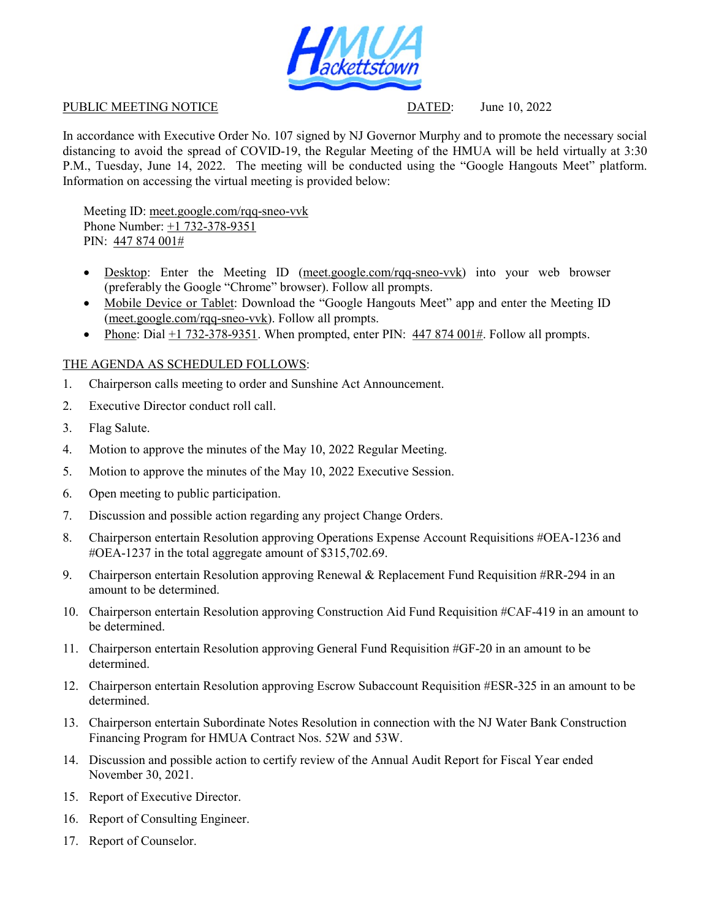HMUA Hackettstown

PUBLIC MEETING NOTICE DATED: June 10, 2022

In accordance with Executive Order No. 107 signed by NJ Governor Murphy and to promote the necessary social distancing to avoid the spread of COVID-19, the Regular Meeting of the HMUA will be held virtually at 3:30 P.M., Tuesday, June 14, 2022. The meeting will be conducted using the "Google Hangouts Meet" platform. Information on accessing the virtual meeting is provided below:

Meeting ID: meet.google.com/rqq-sneo-vvk
Phone Number: +1 732-378-9351
PIN: 447 874 001#

- Desktop: Enter the Meeting ID (meet.google.com/rqq-sneo-vvk) into your web browser (preferably the Google "Chrome" browser). Follow all prompts.
- Mobile Device or Tablet: Download the "Google Hangouts Meet" app and enter the Meeting ID (meet.google.com/rqq-sneo-vvk). Follow all prompts.
- Phone: Dial +1 732-378-9351. When prompted, enter PIN: 447 874 001#. Follow all prompts.

THE AGENDA AS SCHEDULED FOLLOWS:

1. Chairperson calls meeting to order and Sunshine Act Announcement.
2. Executive Director conduct roll call.
3. Flag Salute.
4. Motion to approve the minutes of the May 10, 2022 Regular Meeting.
5. Motion to approve the minutes of the May 10, 2022 Executive Session.
6. Open meeting to public participation.
7. Discussion and possible action regarding any project Change Orders.
8. Chairperson entertain Resolution approving Operations Expense Account Requisitions #OEA-1236 and #OEA-1237 in the total aggregate amount of $315,702.69.
9. Chairperson entertain Resolution approving Renewal & Replacement Fund Requisition #RR-294 in an amount to be determined.
10. Chairperson entertain Resolution approving Construction Aid Fund Requisition #CAF-419 in an amount to be determined.
11. Chairperson entertain Resolution approving General Fund Requisition #GF-20 in an amount to be determined.
12. Chairperson entertain Resolution approving Escrow Subaccount Requisition #ESR-325 in an amount to be determined.
13. Chairperson entertain Subordinate Notes Resolution in connection with the NJ Water Bank Construction Financing Program for HMUA Contract Nos. 52W and 53W.
14. Discussion and possible action to certify review of the Annual Audit Report for Fiscal Year ended November 30, 2021.
15. Report of Executive Director.
16. Report of Consulting Engineer.
17. Report of Counselor.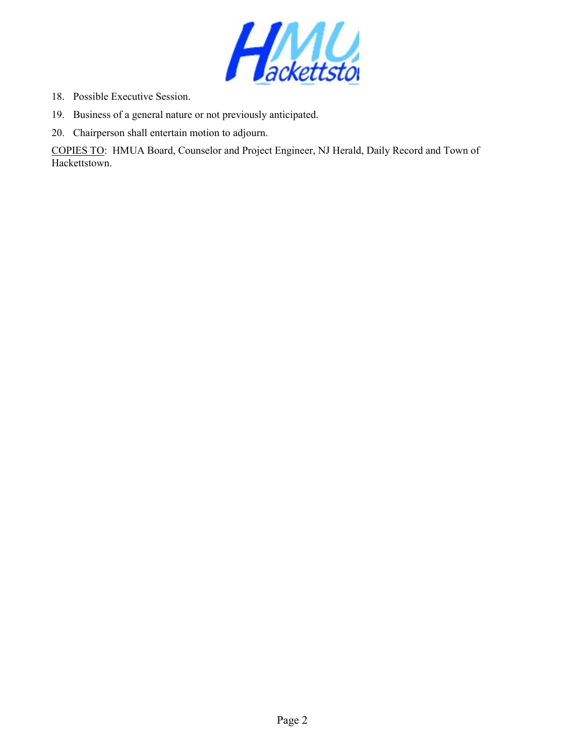18. Possible Executive Session.
19. Business of a general nature or not previously anticipated.
20. Chairperson shall entertain motion to adjourn.

COPIES TO: HMUA Board, Counselor and Project Engineer, NJ Herald, Daily Record and Town of Hackettstown.